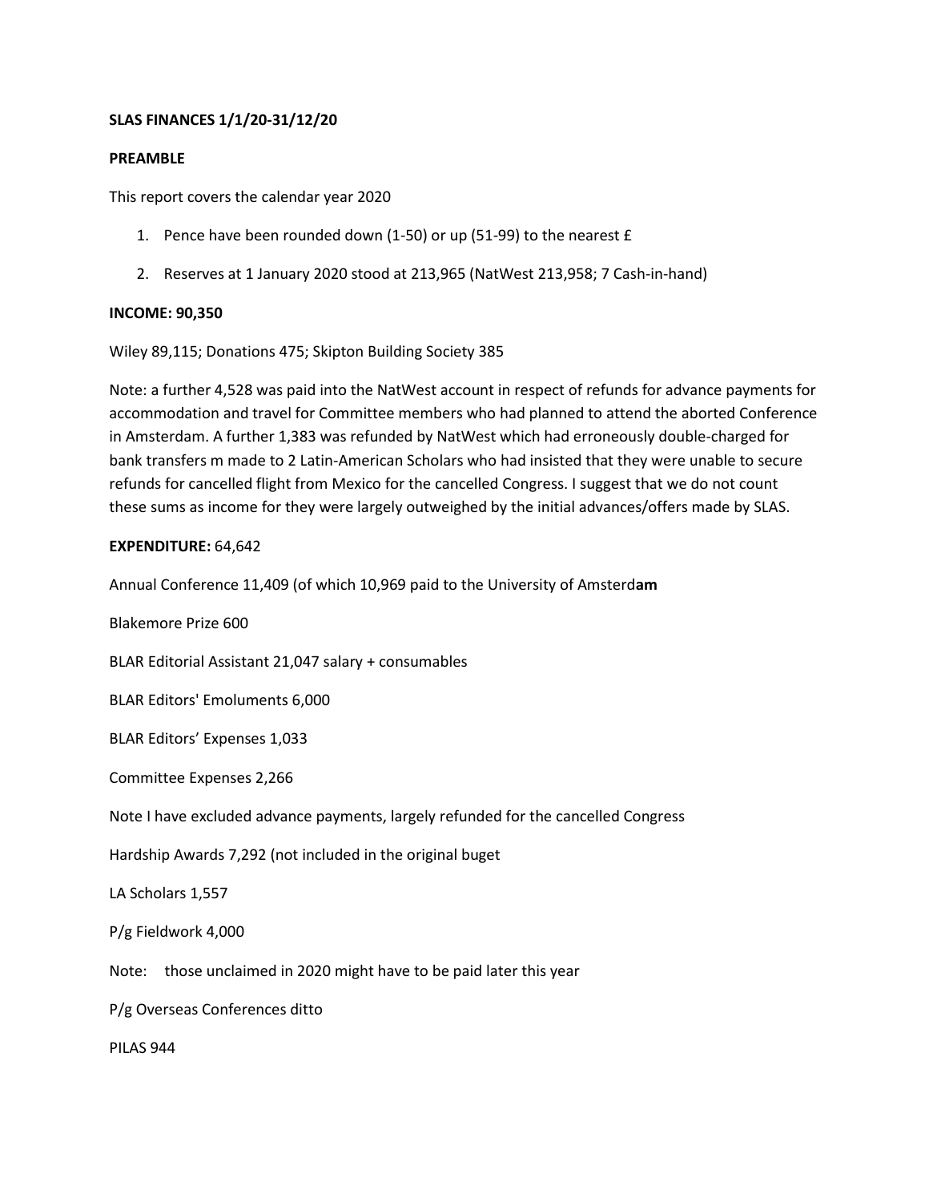**SLAS FINANCES 1/1/20-31/12/20**

**PREAMBLE**

This report covers the calendar year 2020

1. Pence have been rounded down (1-50) or up (51-99) to the nearest £
2. Reserves at 1 January 2020 stood at 213,965 (NatWest 213,958; 7 Cash-in-hand)

**INCOME: 90,350**

Wiley 89,115; Donations 475; Skipton Building Society 385

Note: a further 4,528 was paid into the NatWest account in respect of refunds for advance payments for accommodation and travel for Committee members who had planned to attend the aborted Conference in Amsterdam. A further 1,383 was refunded by NatWest which had erroneously double-charged for bank transfers m made to 2 Latin-American Scholars who had insisted that they were unable to secure refunds for cancelled flight from Mexico for the cancelled Congress. I suggest that we do not count these sums as income for they were largely outweighed by the initial advances/offers made by SLAS.

**EXPENDITURE:** 64,642

Annual Conference 11,409 (of which 10,969 paid to the University of Amsterd**am**

Blakemore Prize 600

BLAR Editorial Assistant 21,047 salary + consumables

BLAR Editors' Emoluments 6,000

BLAR Editors' Expenses 1,033

Committee Expenses 2,266

Note I have excluded advance payments, largely refunded for the cancelled Congress

Hardship Awards 7,292 (not included in the original buget

LA Scholars 1,557

P/g Fieldwork 4,000

Note: those unclaimed in 2020 might have to be paid later this year

P/g Overseas Conferences ditto

PILAS 944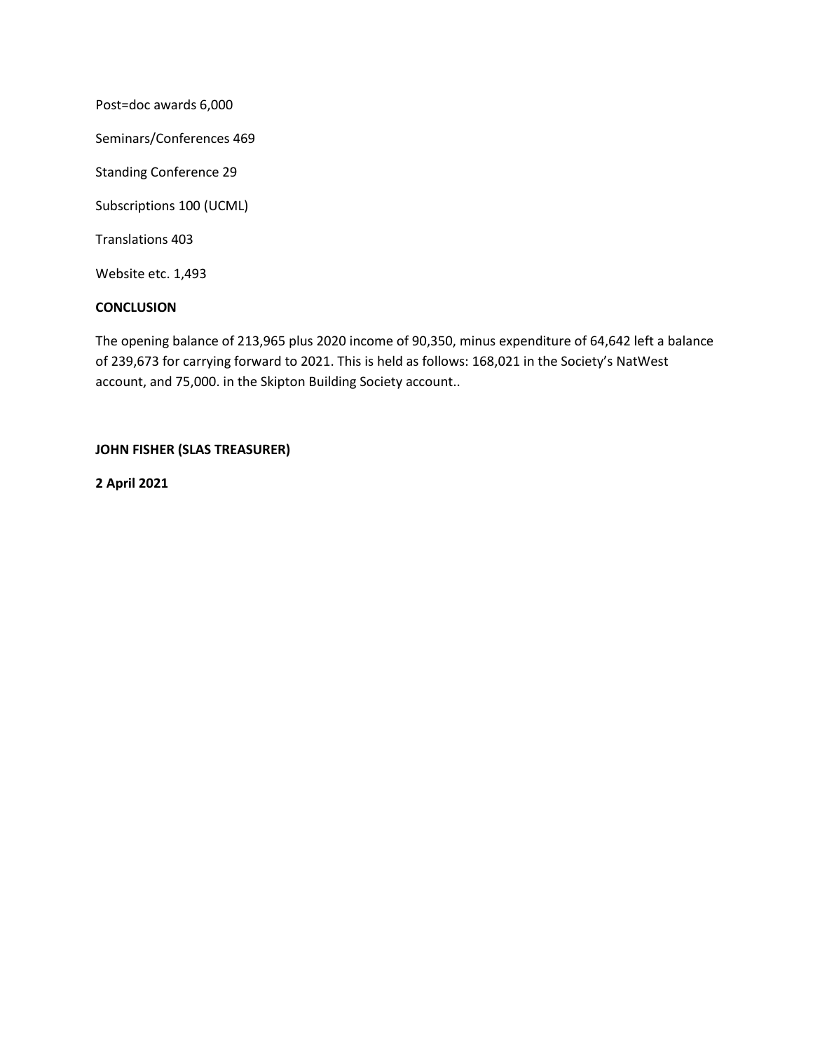Post=doc awards 6,000

Seminars/Conferences 469

Standing Conference 29

Subscriptions 100 (UCML)

Translations 403

Website etc. 1,493

**CONCLUSION**

The opening balance of 213,965 plus 2020 income of 90,350, minus expenditure of 64,642 left a balance of 239,673 for carrying forward to 2021. This is held as follows: 168,021 in the Society's NatWest account, and 75,000. in the Skipton Building Society account..

**JOHN FISHER (SLAS TREASURER)**

**2 April 2021**